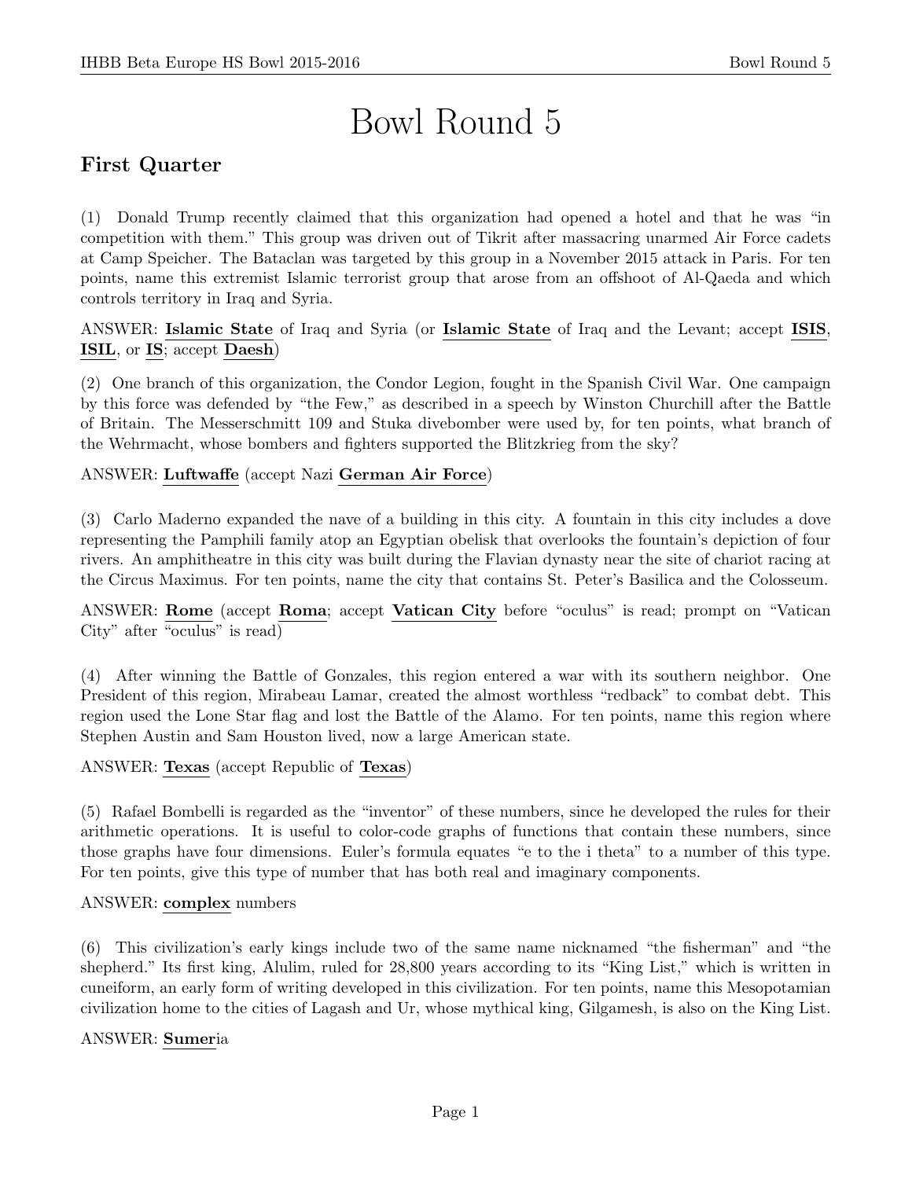# Bowl Round 5

## First Quarter

(1) Donald Trump recently claimed that this organization had opened a hotel and that he was "in competition with them." This group was driven out of Tikrit after massacring unarmed Air Force cadets at Camp Speicher. The Bataclan was targeted by this group in a November 2015 attack in Paris. For ten points, name this extremist Islamic terrorist group that arose from an offshoot of Al-Qaeda and which controls territory in Iraq and Syria.

ANSWER: **Islamic State** of Iraq and Syria (or **Islamic State** of Iraq and the Levant; accept **ISIS**, **ISIL**, or **IS**; accept **Daesh**)

(2) One branch of this organization, the Condor Legion, fought in the Spanish Civil War. One campaign by this force was defended by "the Few," as described in a speech by Winston Churchill after the Battle of Britain. The Messerschmitt 109 and Stuka divebomber were used by, for ten points, what branch of the Wehrmacht, whose bombers and fighters supported the Blitzkrieg from the sky?

ANSWER: **Luftwaffe** (accept Nazi **German Air Force**)

(3) Carlo Maderno expanded the nave of a building in this city. A fountain in this city includes a dove representing the Pamphili family atop an Egyptian obelisk that overlooks the fountain's depiction of four rivers. An amphitheatre in this city was built during the Flavian dynasty near the site of chariot racing at the Circus Maximus. For ten points, name the city that contains St. Peter's Basilica and the Colosseum.

ANSWER: **Rome** (accept **Roma**; accept **Vatican City** before "oculus" is read; prompt on "Vatican City" after "oculus" is read)

(4) After winning the Battle of Gonzales, this region entered a war with its southern neighbor. One President of this region, Mirabeau Lamar, created the almost worthless "redback" to combat debt. This region used the Lone Star flag and lost the Battle of the Alamo. For ten points, name this region where Stephen Austin and Sam Houston lived, now a large American state.

ANSWER: **Texas** (accept Republic of **Texas**)

(5) Rafael Bombelli is regarded as the "inventor" of these numbers, since he developed the rules for their arithmetic operations. It is useful to color-code graphs of functions that contain these numbers, since those graphs have four dimensions. Euler's formula equates "e to the i theta" to a number of this type. For ten points, give this type of number that has both real and imaginary components.

ANSWER: **complex** numbers

(6) This civilization's early kings include two of the same name nicknamed "the fisherman" and "the shepherd." Its first king, Alulim, ruled for 28,800 years according to its "King List," which is written in cuneiform, an early form of writing developed in this civilization. For ten points, name this Mesopotamian civilization home to the cities of Lagash and Ur, whose mythical king, Gilgamesh, is also on the King List.

ANSWER: **Sumer**ia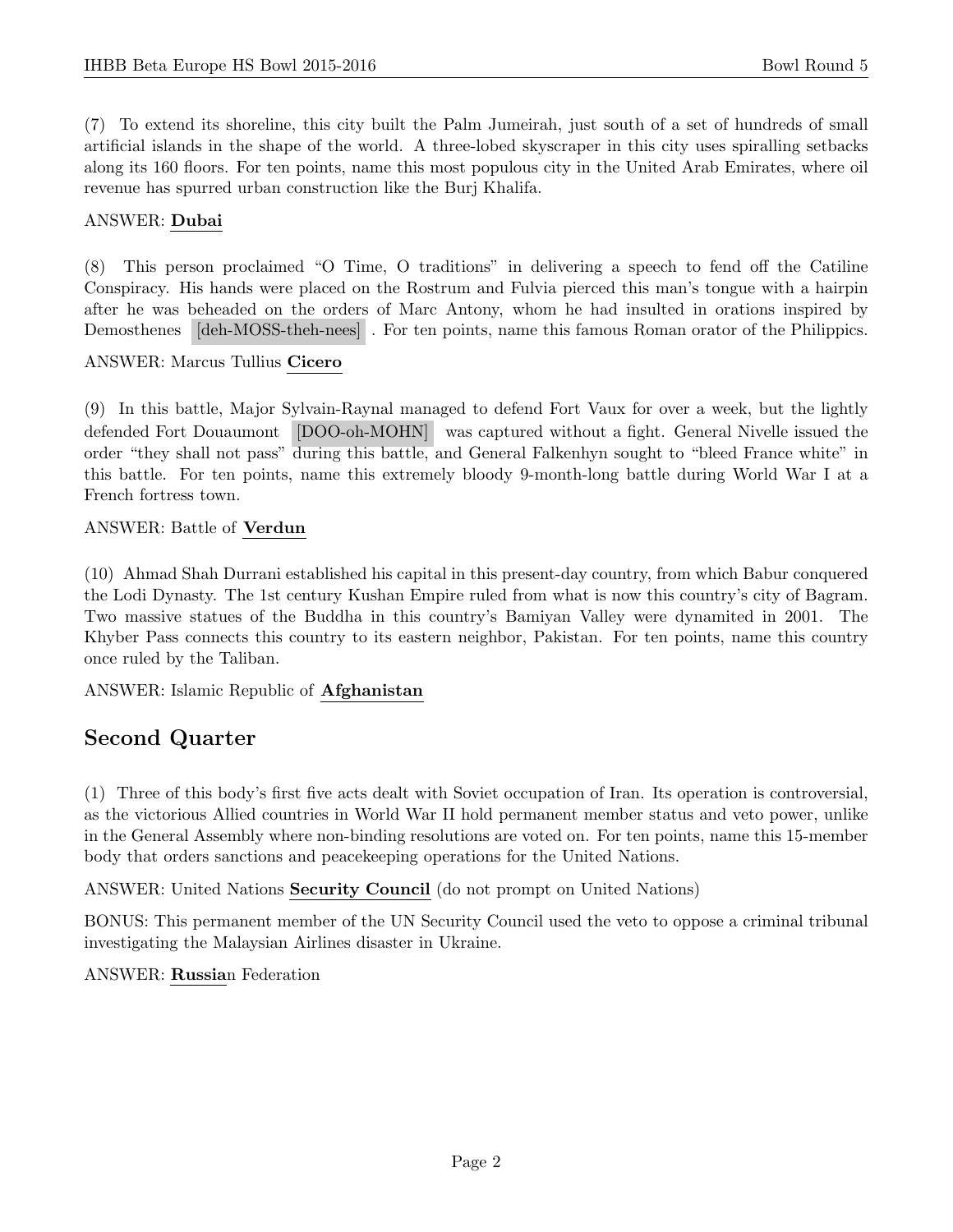(7) To extend its shoreline, this city built the Palm Jumeirah, just south of a set of hundreds of small artificial islands in the shape of the world. A three-lobed skyscraper in this city uses spiralling setbacks along its 160 floors. For ten points, name this most populous city in the United Arab Emirates, where oil revenue has spurred urban construction like the Burj Khalifa.

ANSWER: **Dubai**

(8) This person proclaimed "O Time, O traditions" in delivering a speech to fend off the Catiline Conspiracy. His hands were placed on the Rostrum and Fulvia pierced this man's tongue with a hairpin after he was beheaded on the orders of Marc Antony, whom he had insulted in orations inspired by Demosthenes [deh-MOSS-theh-nees] . For ten points, name this famous Roman orator of the Philippics.

ANSWER: Marcus Tullius **Cicero**

(9) In this battle, Major Sylvain-Raynal managed to defend Fort Vaux for over a week, but the lightly defended Fort Douaumont [DOO-oh-MOHN] was captured without a fight. General Nivelle issued the order "they shall not pass" during this battle, and General Falkenhyn sought to "bleed France white" in this battle. For ten points, name this extremely bloody 9-month-long battle during World War I at a French fortress town.

ANSWER: Battle of **Verdun**

(10) Ahmad Shah Durrani established his capital in this present-day country, from which Babur conquered the Lodi Dynasty. The 1st century Kushan Empire ruled from what is now this country's city of Bagram. Two massive statues of the Buddha in this country's Bamiyan Valley were dynamited in 2001. The Khyber Pass connects this country to its eastern neighbor, Pakistan. For ten points, name this country once ruled by the Taliban.

ANSWER: Islamic Republic of **Afghanistan**

## Second Quarter

(1) Three of this body's first five acts dealt with Soviet occupation of Iran. Its operation is controversial, as the victorious Allied countries in World War II hold permanent member status and veto power, unlike in the General Assembly where non-binding resolutions are voted on. For ten points, name this 15-member body that orders sanctions and peacekeeping operations for the United Nations.

ANSWER: United Nations **Security Council** (do not prompt on United Nations)

BONUS: This permanent member of the UN Security Council used the veto to oppose a criminal tribunal investigating the Malaysian Airlines disaster in Ukraine.

ANSWER: **Russia**n Federation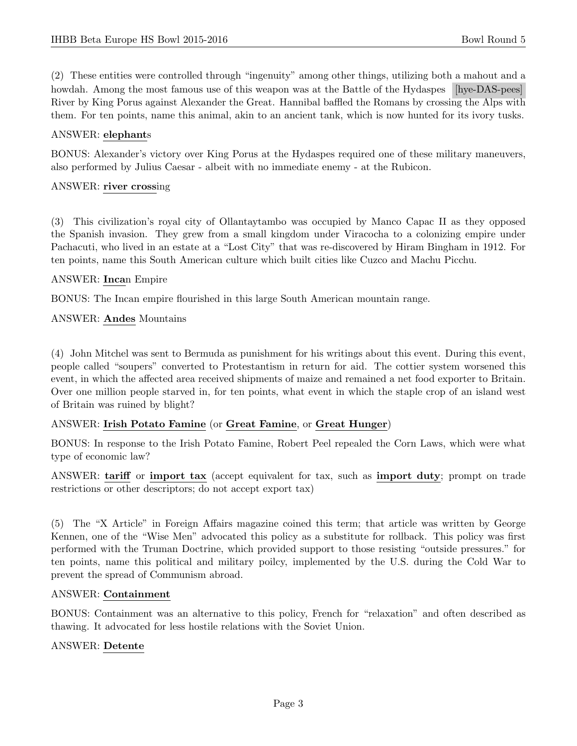(2) These entities were controlled through "ingenuity" among other things, utilizing both a mahout and a howdah. Among the most famous use of this weapon was at the Battle of the Hydaspes [hye-DAS-pees] River by King Porus against Alexander the Great. Hannibal baffled the Romans by crossing the Alps with them. For ten points, name this animal, akin to an ancient tank, which is now hunted for its ivory tusks.

ANSWER: **elephant**s

BONUS: Alexander's victory over King Porus at the Hydaspes required one of these military maneuvers, also performed by Julius Caesar - albeit with no immediate enemy - at the Rubicon.

ANSWER: **river cross**ing

(3) This civilization's royal city of Ollantaytambo was occupied by Manco Capac II as they opposed the Spanish invasion. They grew from a small kingdom under Viracocha to a colonizing empire under Pachacuti, who lived in an estate at a "Lost City" that was re-discovered by Hiram Bingham in 1912. For ten points, name this South American culture which built cities like Cuzco and Machu Picchu.

ANSWER: **Inca**n Empire

BONUS: The Incan empire flourished in this large South American mountain range.

ANSWER: **Andes** Mountains

(4) John Mitchel was sent to Bermuda as punishment for his writings about this event. During this event, people called "soupers" converted to Protestantism in return for aid. The cottier system worsened this event, in which the affected area received shipments of maize and remained a net food exporter to Britain. Over one million people starved in, for ten points, what event in which the staple crop of an island west of Britain was ruined by blight?

ANSWER: **Irish Potato Famine** (or **Great Famine**, or **Great Hunger**)

BONUS: In response to the Irish Potato Famine, Robert Peel repealed the Corn Laws, which were what type of economic law?

ANSWER: **tariff** or **import tax** (accept equivalent for tax, such as **import duty**; prompt on trade restrictions or other descriptors; do not accept export tax)

(5) The "X Article" in Foreign Affairs magazine coined this term; that article was written by George Kennen, one of the "Wise Men" advocated this policy as a substitute for rollback. This policy was first performed with the Truman Doctrine, which provided support to those resisting "outside pressures." for ten points, name this political and military poilcy, implemented by the U.S. during the Cold War to prevent the spread of Communism abroad.

ANSWER: **Containment**

BONUS: Containment was an alternative to this policy, French for "relaxation" and often described as thawing. It advocated for less hostile relations with the Soviet Union.

ANSWER: **Detente**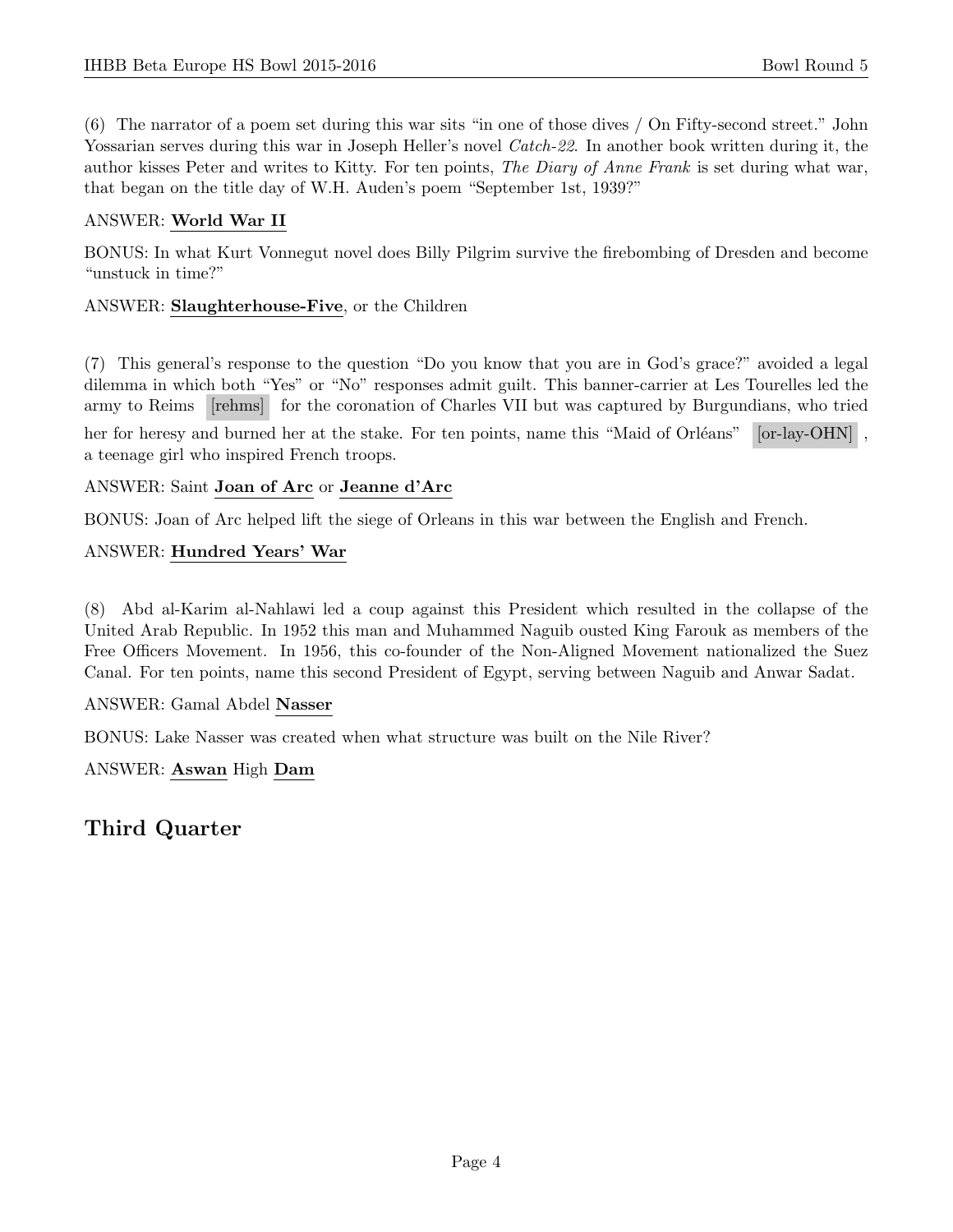(6) The narrator of a poem set during this war sits "in one of those dives / On Fifty-second street." John Yossarian serves during this war in Joseph Heller's novel *Catch-22*. In another book written during it, the author kisses Peter and writes to Kitty. For ten points, *The Diary of Anne Frank* is set during what war, that began on the title day of W.H. Auden's poem "September 1st, 1939?"

ANSWER: **World War II**

BONUS: In what Kurt Vonnegut novel does Billy Pilgrim survive the firebombing of Dresden and become "unstuck in time?"

ANSWER: **Slaughterhouse-Five**, or the Children

(7) This general's response to the question "Do you know that you are in God's grace?" avoided a legal dilemma in which both "Yes" or "No" responses admit guilt. This banner-carrier at Les Tourelles led the army to Reims [rehms] for the coronation of Charles VII but was captured by Burgundians, who tried her for heresy and burned her at the stake. For ten points, name this "Maid of Orléans" [or-lay-OHN], a teenage girl who inspired French troops.

ANSWER: Saint **Joan of Arc** or **Jeanne d'Arc**

BONUS: Joan of Arc helped lift the siege of Orleans in this war between the English and French.

ANSWER: **Hundred Years' War**

(8) Abd al-Karim al-Nahlawi led a coup against this President which resulted in the collapse of the United Arab Republic. In 1952 this man and Muhammed Naguib ousted King Farouk as members of the Free Officers Movement. In 1956, this co-founder of the Non-Aligned Movement nationalized the Suez Canal. For ten points, name this second President of Egypt, serving between Naguib and Anwar Sadat.

ANSWER: Gamal Abdel **Nasser**

BONUS: Lake Nasser was created when what structure was built on the Nile River?

ANSWER: **Aswan** High **Dam**

## Third Quarter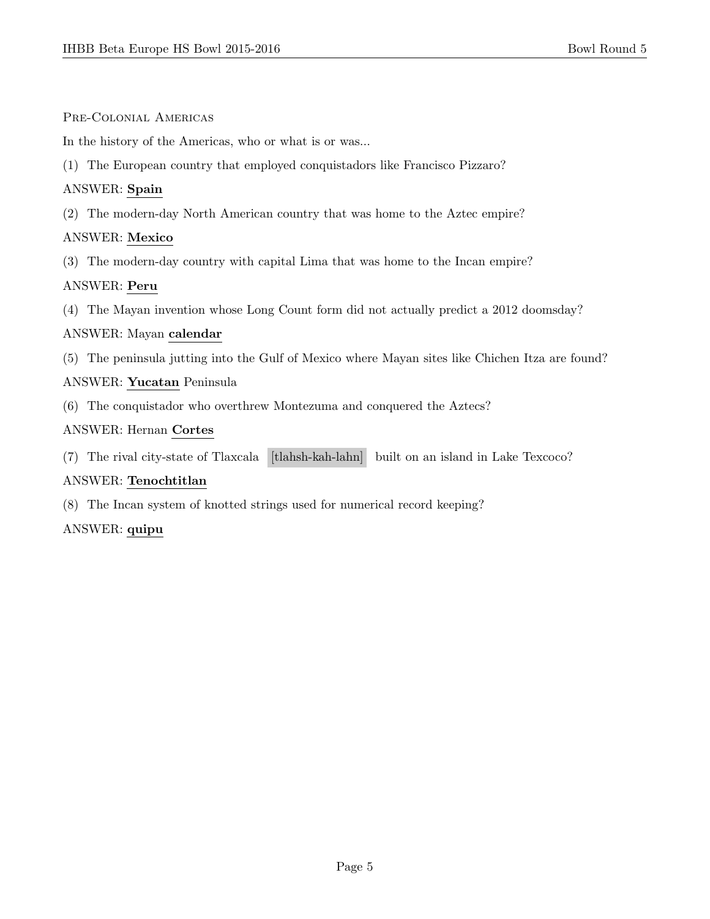## Pre-Colonial Americas

In the history of the Americas, who or what is or was...

(1) The European country that employed conquistadors like Francisco Pizzaro?

ANSWER: **Spain**

(2) The modern-day North American country that was home to the Aztec empire?

ANSWER: **Mexico**

(3) The modern-day country with capital Lima that was home to the Incan empire?

ANSWER: **Peru**

(4) The Mayan invention whose Long Count form did not actually predict a 2012 doomsday?

ANSWER: Mayan **calendar**

(5) The peninsula jutting into the Gulf of Mexico where Mayan sites like Chichen Itza are found?

ANSWER: **Yucatan** Peninsula

(6) The conquistador who overthrew Montezuma and conquered the Aztecs?

ANSWER: Hernan **Cortes**

(7) The rival city-state of Tlaxcala [tlahsh-kah-lahn] built on an island in Lake Texcoco?

ANSWER: **Tenochtitlan**

(8) The Incan system of knotted strings used for numerical record keeping?

ANSWER: **quipu**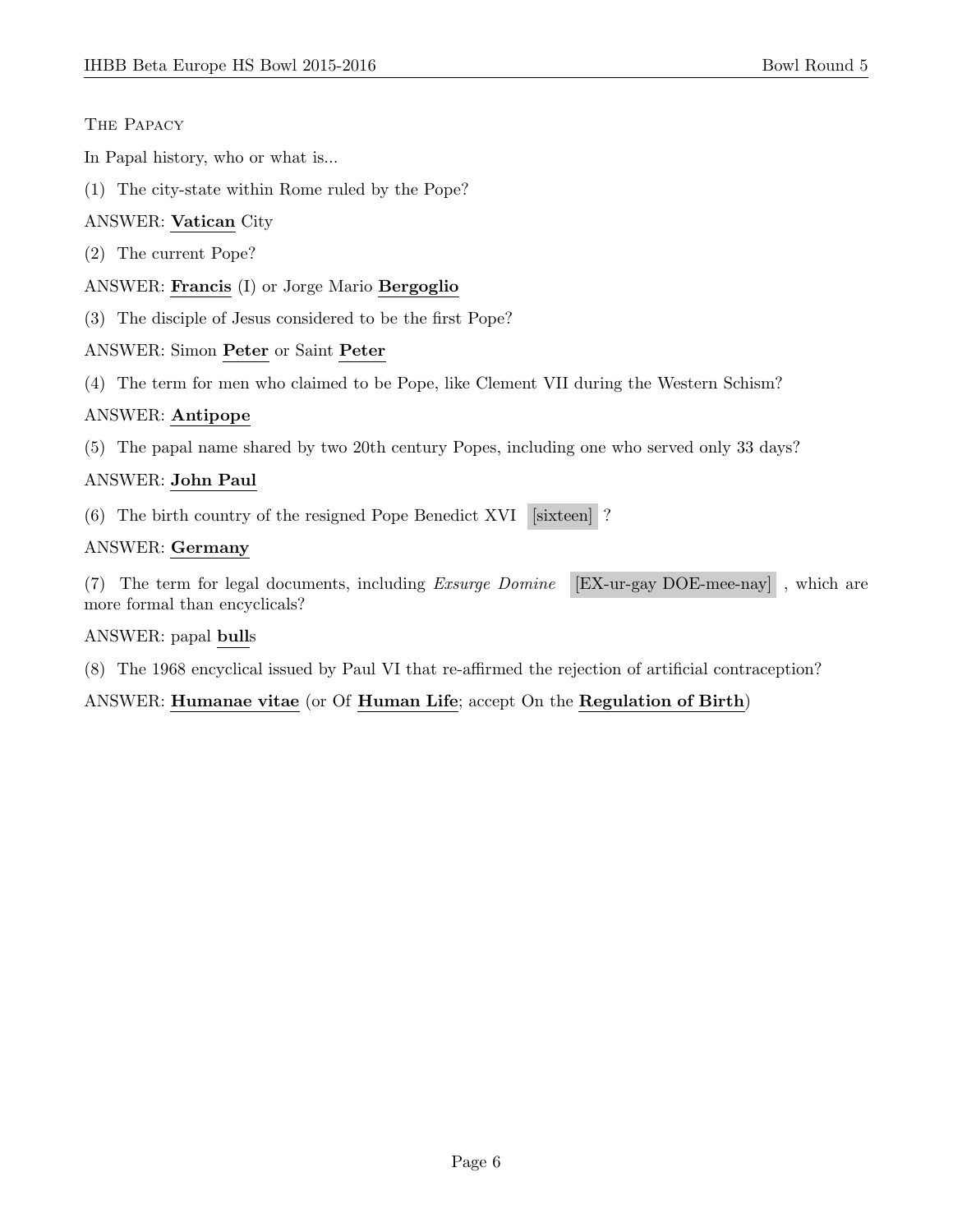## The Papacy

In Papal history, who or what is...

(1) The city-state within Rome ruled by the Pope?

ANSWER: **Vatican** City

(2) The current Pope?

ANSWER: **Francis** (I) or Jorge Mario **Bergoglio**

(3) The disciple of Jesus considered to be the first Pope?

ANSWER: Simon **Peter** or Saint **Peter**

(4) The term for men who claimed to be Pope, like Clement VII during the Western Schism?

ANSWER: **Antipope**

(5) The papal name shared by two 20th century Popes, including one who served only 33 days?

ANSWER: **John Paul**

(6) The birth country of the resigned Pope Benedict XVI [sixteen] ?

ANSWER: **Germany**

(7) The term for legal documents, including *Exsurge Domine* [EX-ur-gay DOE-mee-nay] , which are more formal than encyclicals?

ANSWER: papal **bull**s

(8) The 1968 encyclical issued by Paul VI that re-affirmed the rejection of artificial contraception?

ANSWER: **Humanae vitae** (or Of **Human Life**; accept On the **Regulation of Birth**)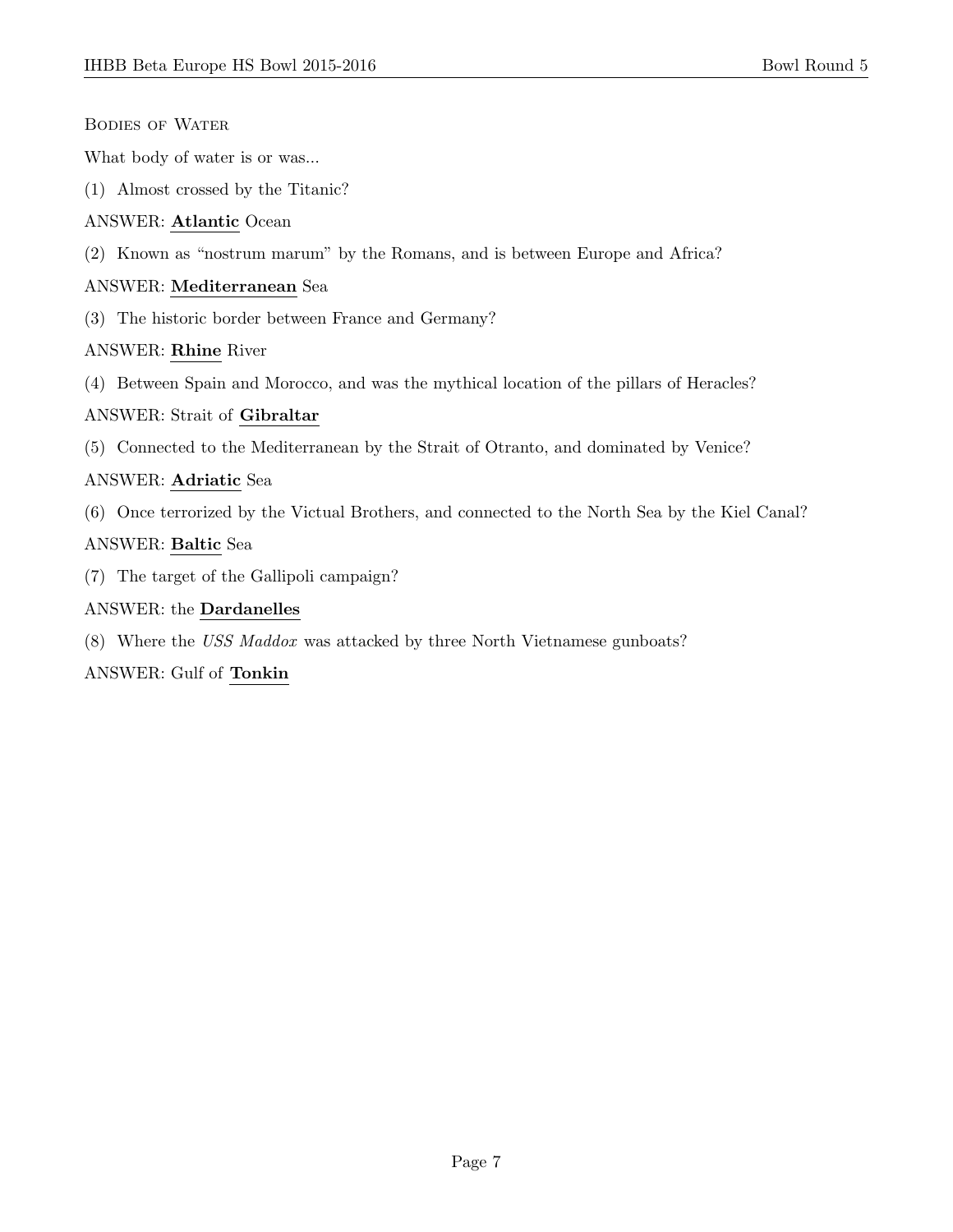## Bodies of Water

What body of water is or was...

(1) Almost crossed by the Titanic?

ANSWER: **Atlantic** Ocean

(2) Known as "nostrum marum" by the Romans, and is between Europe and Africa?

ANSWER: **Mediterranean** Sea

(3) The historic border between France and Germany?

ANSWER: **Rhine** River

(4) Between Spain and Morocco, and was the mythical location of the pillars of Heracles?

ANSWER: Strait of **Gibraltar**

(5) Connected to the Mediterranean by the Strait of Otranto, and dominated by Venice?

ANSWER: **Adriatic** Sea

(6) Once terrorized by the Victual Brothers, and connected to the North Sea by the Kiel Canal?

ANSWER: **Baltic** Sea

(7) The target of the Gallipoli campaign?

ANSWER: the **Dardanelles**

(8) Where the *USS Maddox* was attacked by three North Vietnamese gunboats?

ANSWER: Gulf of **Tonkin**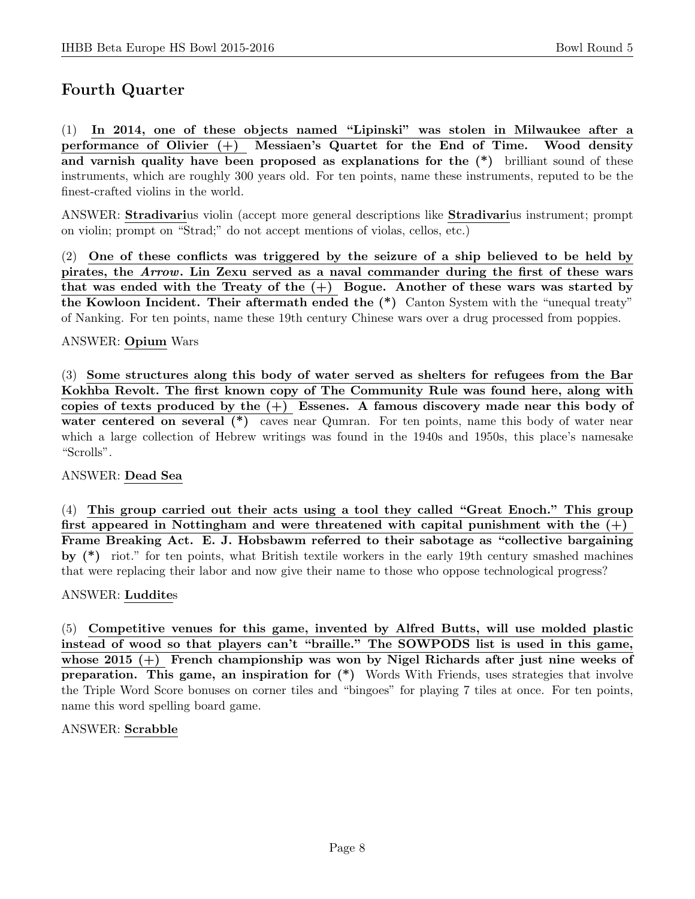## Fourth Quarter

(1) **In 2014, one of these objects named "Lipinski" was stolen in Milwaukee after a performance of Olivier (+) Messiaen's Quartet for the End of Time. Wood density and varnish quality have been proposed as explanations for the (*)** brilliant sound of these instruments, which are roughly 300 years old. For ten points, name these instruments, reputed to be the finest-crafted violins in the world.

ANSWER: **Stradivari**us violin (accept more general descriptions like **Stradivari**us instrument; prompt on violin; prompt on "Strad;" do not accept mentions of violas, cellos, etc.)

(2) **One of these conflicts was triggered by the seizure of a ship believed to be held by pirates, the *Arrow*. Lin Zexu served as a naval commander during the first of these wars that was ended with the Treaty of the (+) Bogue. Another of these wars was started by the Kowloon Incident. Their aftermath ended the (*)** Canton System with the "unequal treaty" of Nanking. For ten points, name these 19th century Chinese wars over a drug processed from poppies.

ANSWER: **Opium** Wars

(3) **Some structures along this body of water served as shelters for refugees from the Bar Kokhba Revolt. The first known copy of The Community Rule was found here, along with copies of texts produced by the (+) Essenes. A famous discovery made near this body of water centered on several (*)** caves near Qumran. For ten points, name this body of water near which a large collection of Hebrew writings was found in the 1940s and 1950s, this place's namesake "Scrolls".

ANSWER: **Dead Sea**

(4) **This group carried out their acts using a tool they called "Great Enoch." This group first appeared in Nottingham and were threatened with capital punishment with the (+) Frame Breaking Act. E. J. Hobsbawm referred to their sabotage as "collective bargaining by (*)** riot." for ten points, what British textile workers in the early 19th century smashed machines that were replacing their labor and now give their name to those who oppose technological progress?

ANSWER: **Luddite**s

(5) **Competitive venues for this game, invented by Alfred Butts, will use molded plastic instead of wood so that players can't "braille." The SOWPODS list is used in this game, whose 2015 (+) French championship was won by Nigel Richards after just nine weeks of preparation. This game, an inspiration for (*)** Words With Friends, uses strategies that involve the Triple Word Score bonuses on corner tiles and "bingoes" for playing 7 tiles at once. For ten points, name this word spelling board game.

ANSWER: **Scrabble**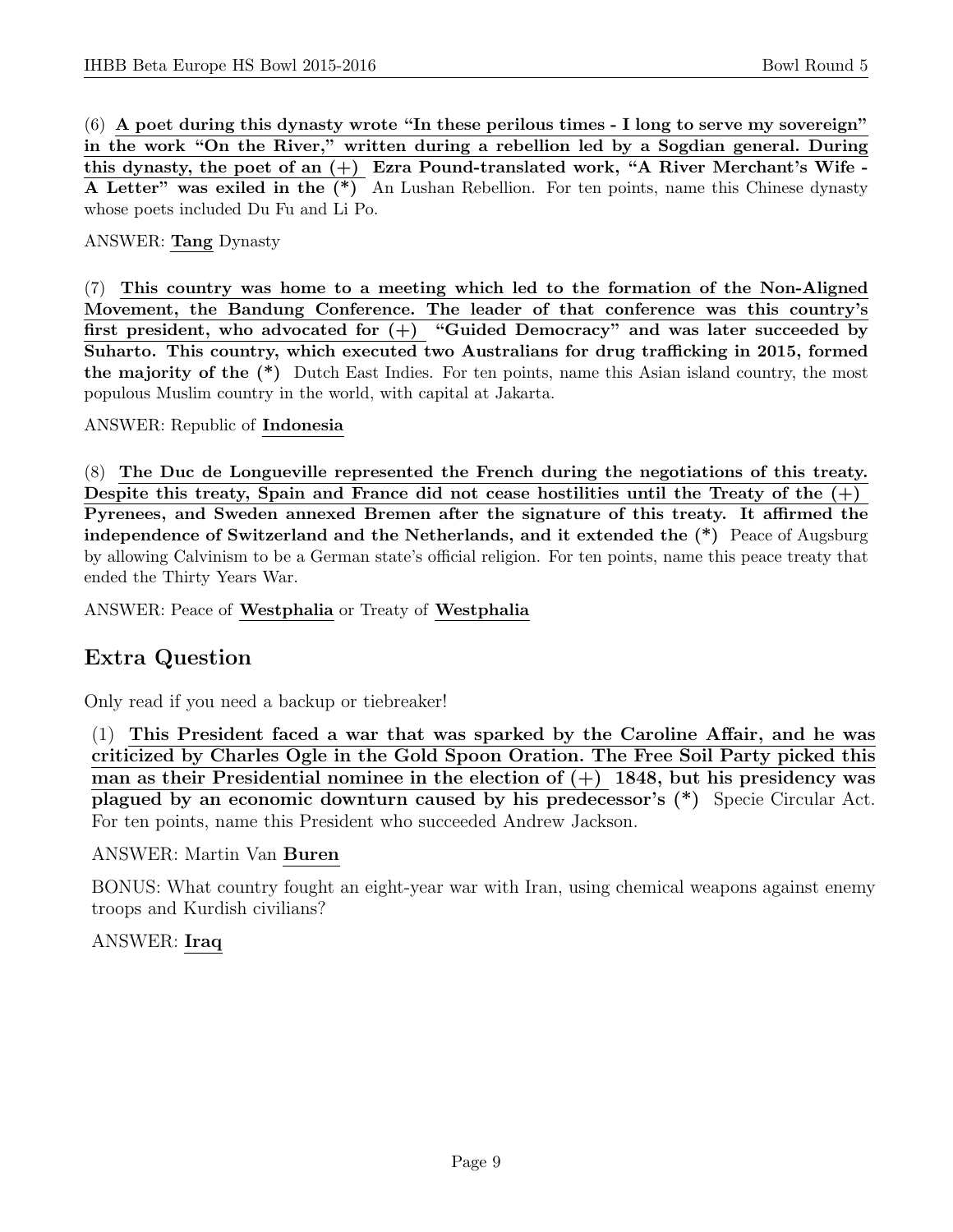(6) **A poet during this dynasty wrote "In these perilous times - I long to serve my sovereign" in the work "On the River," written during a rebellion led by a Sogdian general. During this dynasty, the poet of an (+) Ezra Pound-translated work, "A River Merchant's Wife - A Letter" was exiled in the (*)** An Lushan Rebellion. For ten points, name this Chinese dynasty whose poets included Du Fu and Li Po.

ANSWER: **Tang** Dynasty

(7) **This country was home to a meeting which led to the formation of the Non-Aligned Movement, the Bandung Conference. The leader of that conference was this country's first president, who advocated for (+) "Guided Democracy" and was later succeeded by Suharto. This country, which executed two Australians for drug trafficking in 2015, formed the majority of the (*)** Dutch East Indies. For ten points, name this Asian island country, the most populous Muslim country in the world, with capital at Jakarta.

ANSWER: Republic of **Indonesia**

(8) **The Duc de Longueville represented the French during the negotiations of this treaty. Despite this treaty, Spain and France did not cease hostilities until the Treaty of the (+) Pyrenees, and Sweden annexed Bremen after the signature of this treaty. It affirmed the independence of Switzerland and the Netherlands, and it extended the (*)** Peace of Augsburg by allowing Calvinism to be a German state's official religion. For ten points, name this peace treaty that ended the Thirty Years War.

ANSWER: Peace of **Westphalia** or Treaty of **Westphalia**

## Extra Question

Only read if you need a backup or tiebreaker!

(1) **This President faced a war that was sparked by the Caroline Affair, and he was criticized by Charles Ogle in the Gold Spoon Oration. The Free Soil Party picked this man as their Presidential nominee in the election of (+) 1848, but his presidency was plagued by an economic downturn caused by his predecessor's (*)** Specie Circular Act. For ten points, name this President who succeeded Andrew Jackson.

ANSWER: Martin Van **Buren**

BONUS: What country fought an eight-year war with Iran, using chemical weapons against enemy troops and Kurdish civilians?

ANSWER: **Iraq**